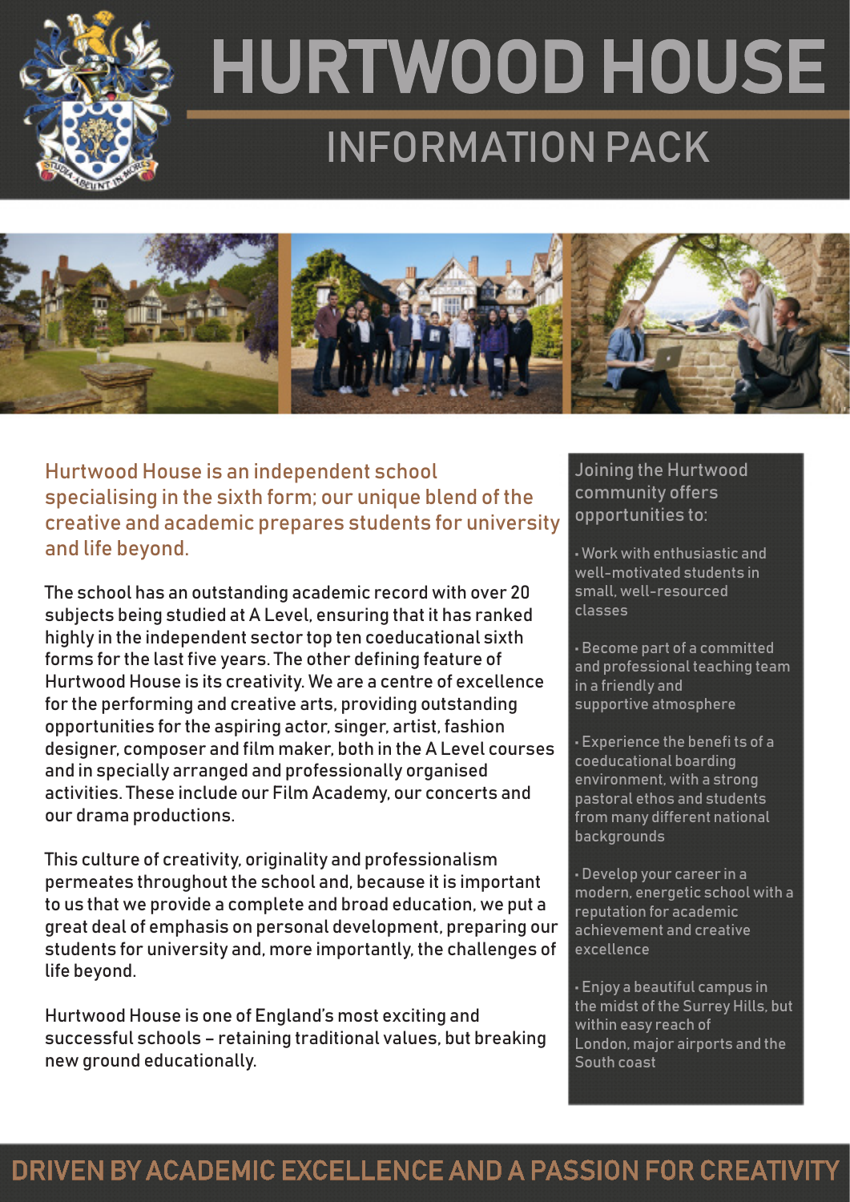# HURTWOOD HOUSE

## INFORMATION PACK

**Hurtwood House is an independent school specialising in the sixth form; our unique blend of the creative and academic prepares students for university and life beyond.**

The school has an outstanding academic record with over 20 subjects being studied at A Level, ensuring that it has ranked highly in the independent sector top ten coeducational sixth forms for the last five years. The other defining feature of Hurtwood House is its creativity. We are a centre of excellence for the performing and creative arts, providing outstanding opportunities for the aspiring actor, singer, artist, fashion designer, composer and film maker, both in the A Level courses and in specially arranged and professionally organised activities. These include our Film Academy, our concerts and our drama productions.

This culture of creativity, originality and professionalism permeates throughout the school and, because it is important to us that we provide a complete and broad education, we put a great deal of emphasis on personal development, preparing our students for university and, more importantly, the challenges of life beyond.

Hurtwood House is one of England's most exciting and successful schools – retaining traditional values, but breaking new ground educationally.

### Joining the Hurtwood community offers opportunities to:

- Work with enthusiastic and well-motivated students in small, well-resourced classes
- Become part of a committed and professional teaching team in a friendly and supportive atmosphere
- Experience the benefits of a coeducational boarding environment, with a strong pastoral ethos and students from many different national backgrounds
- Develop your career in a modern, energetic school with a reputation for academic achievement and creative excellence
- Enjoy a beautiful campus in the midst of the Surrey Hills, but within easy reach of London, major airports and the South coast

**DRIVEN BY ACADEMIC EXCELLENCE AND A PASSION FOR CREATIVITY**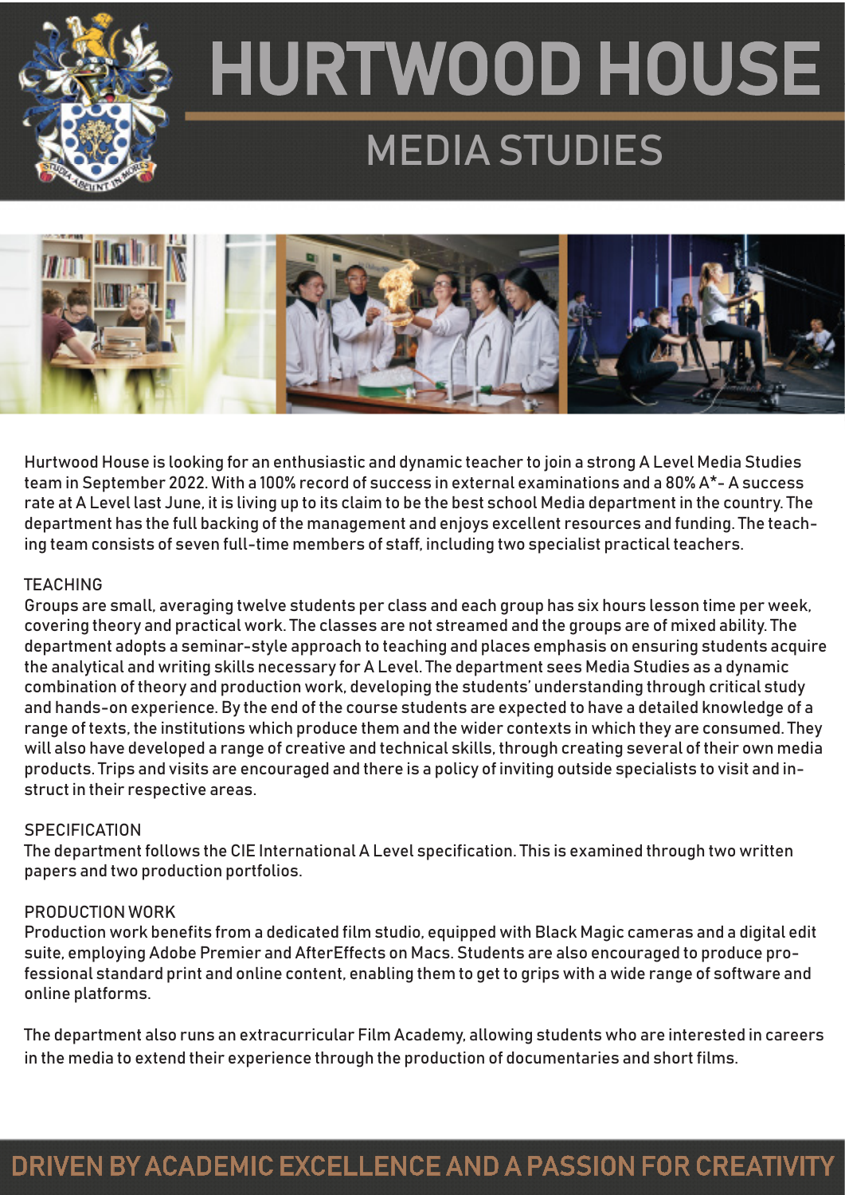# HURTWOOD HOUSE

## MEDIA STUDIES

Hurtwood House is looking for an enthusiastic and dynamic teacher to join a strong A Level Media Studies team in September 2022. With a 100% record of success in external examinations and a 80% A*- A success rate at A Level last June, it is living up to its claim to be the best school Media department in the country. The department has the full backing of the management and enjoys excellent resources and funding. The teaching team consists of seven full-time members of staff, including two specialist practical teachers.

### TEACHING

Groups are small, averaging twelve students per class and each group has six hours lesson time per week, covering theory and practical work. The classes are not streamed and the groups are of mixed ability. The department adopts a seminar-style approach to teaching and places emphasis on ensuring students acquire the analytical and writing skills necessary for A Level. The department sees Media Studies as a dynamic combination of theory and production work, developing the students' understanding through critical study and hands-on experience. By the end of the course students are expected to have a detailed knowledge of a range of texts, the institutions which produce them and the wider contexts in which they are consumed. They will also have developed a range of creative and technical skills, through creating several of their own media products. Trips and visits are encouraged and there is a policy of inviting outside specialists to visit and instruct in their respective areas.

### SPECIFICATION

The department follows the CIE International A Level specification. This is examined through two written papers and two production portfolios.

### PRODUCTION WORK

Production work benefits from a dedicated film studio, equipped with Black Magic cameras and a digital edit suite, employing Adobe Premier and AfterEffects on Macs. Students are also encouraged to produce professional standard print and online content, enabling them to get to grips with a wide range of software and online platforms.

The department also runs an extracurricular Film Academy, allowing students who are interested in careers in the media to extend their experience through the production of documentaries and short films.

**DRIVEN BY ACADEMIC EXCELLENCE AND A PASSION FOR CREATIVITY**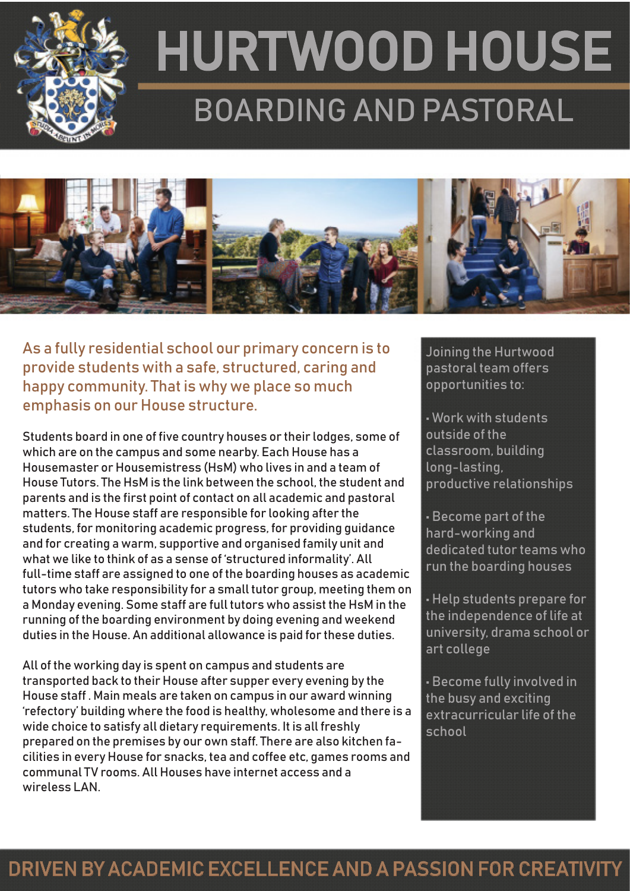# HURTWOOD HOUSE

## BOARDING AND PASTORAL

**As a fully residential school our primary concern is to provide students with a safe, structured, caring and happy community. That is why we place so much emphasis on our House structure.**

Students board in one of five country houses or their lodges, some of which are on the campus and some nearby. Each House has a Housemaster or Housemistress (HsM) who lives in and a team of House Tutors. The HsM is the link between the school, the student and parents and is the first point of contact on all academic and pastoral matters. The House staff are responsible for looking after the students, for monitoring academic progress, for providing guidance and for creating a warm, supportive and organised family unit and what we like to think of as a sense of 'structured informality'. All full-time staff are assigned to one of the boarding houses as academic tutors who take responsibility for a small tutor group, meeting them on a Monday evening. Some staff are full tutors who assist the HsM in the running of the boarding environment by doing evening and weekend duties in the House. An additional allowance is paid for these duties.

All of the working day is spent on campus and students are transported back to their House after supper every evening by the House staff . Main meals are taken on campus in our award winning 'refectory' building where the food is healthy, wholesome and there is a wide choice to satisfy all dietary requirements. It is all freshly prepared on the premises by our own staff. There are also kitchen facilities in every House for snacks, tea and coffee etc, games rooms and communal TV rooms. All Houses have internet access and a wireless LAN.

Joining the Hurtwood pastoral team offers opportunities to:

- Work with students outside of the classroom, building long-lasting, productive relationships
- Become part of the hard-working and dedicated tutor teams who run the boarding houses
- Help students prepare for the independence of life at university, drama school or art college
- Become fully involved in the busy and exciting extracurricular life of the school

DRIVEN BY ACADEMIC EXCELLENCE AND A PASSION FOR CREATIVITY